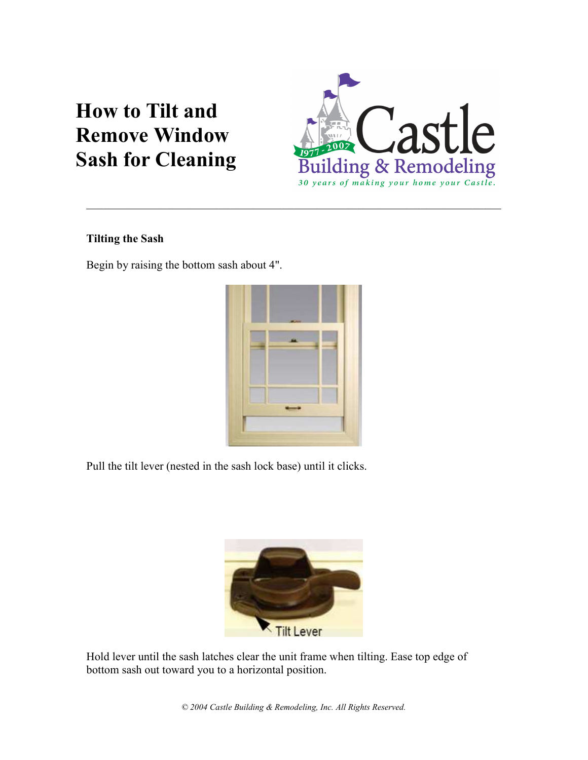# How to Tilt and Remove Window Sash for Cleaning

Castle
Building & Remodeling
*30 years of making your home your Castle.*

---

**Tilting the Sash**

Begin by raising the bottom sash about 4".

Pull the tilt lever (nested in the sash lock base) until it clicks.

Hold lever until the sash latches clear the unit frame when tilting. Ease top edge of bottom sash out toward you to a horizontal position.

*© 2004 Castle Building & Remodeling, Inc. All Rights Reserved.*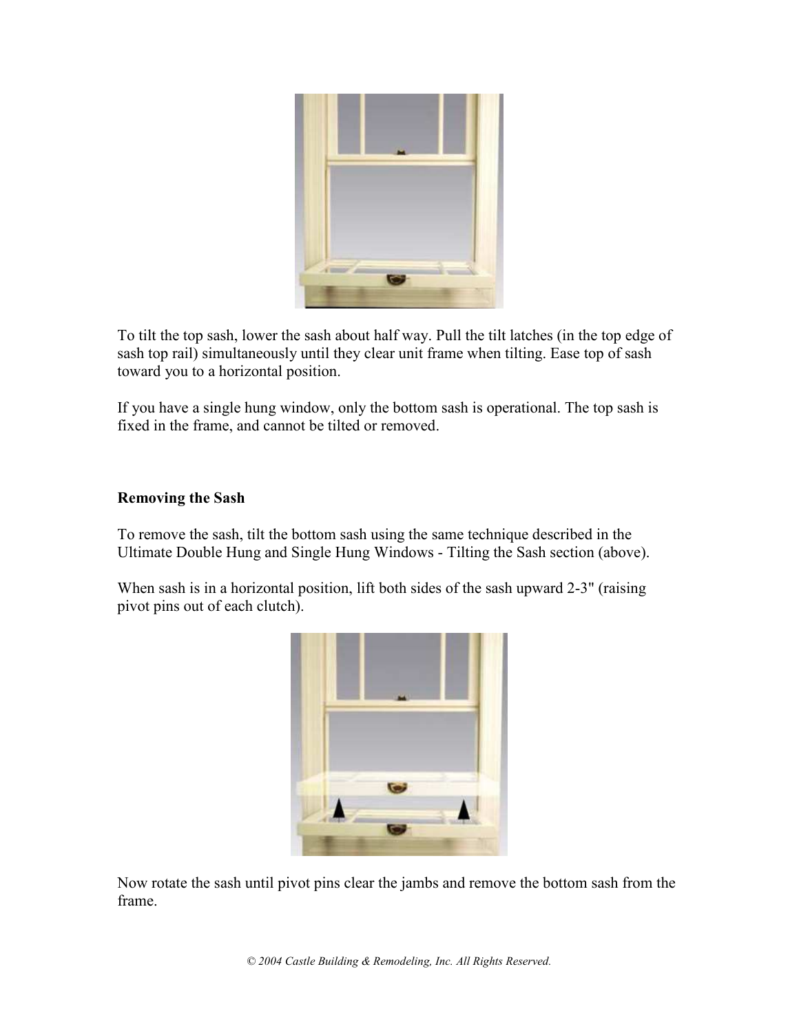To tilt the top sash, lower the sash about half way. Pull the tilt latches (in the top edge of sash top rail) simultaneously until they clear unit frame when tilting. Ease top of sash toward you to a horizontal position.

If you have a single hung window, only the bottom sash is operational. The top sash is fixed in the frame, and cannot be tilted or removed.

**Removing the Sash**

To remove the sash, tilt the bottom sash using the same technique described in the Ultimate Double Hung and Single Hung Windows - Tilting the Sash section (above).

When sash is in a horizontal position, lift both sides of the sash upward 2-3" (raising pivot pins out of each clutch).

Now rotate the sash until pivot pins clear the jambs and remove the bottom sash from the frame.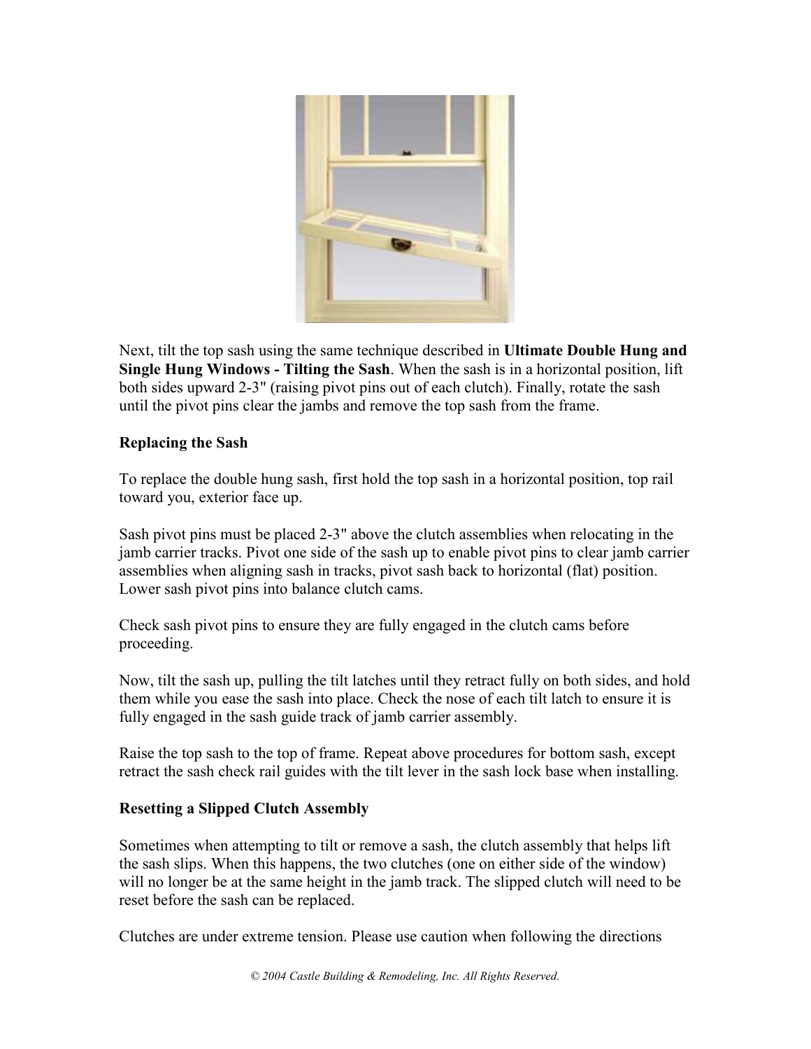Next, tilt the top sash using the same technique described in **Ultimate Double Hung and Single Hung Windows - Tilting the Sash**. When the sash is in a horizontal position, lift both sides upward 2-3" (raising pivot pins out of each clutch). Finally, rotate the sash until the pivot pins clear the jambs and remove the top sash from the frame.

**Replacing the Sash**

To replace the double hung sash, first hold the top sash in a horizontal position, top rail toward you, exterior face up.

Sash pivot pins must be placed 2-3" above the clutch assemblies when relocating in the jamb carrier tracks. Pivot one side of the sash up to enable pivot pins to clear jamb carrier assemblies when aligning sash in tracks, pivot sash back to horizontal (flat) position. Lower sash pivot pins into balance clutch cams.

Check sash pivot pins to ensure they are fully engaged in the clutch cams before proceeding.

Now, tilt the sash up, pulling the tilt latches until they retract fully on both sides, and hold them while you ease the sash into place. Check the nose of each tilt latch to ensure it is fully engaged in the sash guide track of jamb carrier assembly.

Raise the top sash to the top of frame. Repeat above procedures for bottom sash, except retract the sash check rail guides with the tilt lever in the sash lock base when installing.

**Resetting a Slipped Clutch Assembly**

Sometimes when attempting to tilt or remove a sash, the clutch assembly that helps lift the sash slips. When this happens, the two clutches (one on either side of the window) will no longer be at the same height in the jamb track. The slipped clutch will need to be reset before the sash can be replaced.

Clutches are under extreme tension. Please use caution when following the directions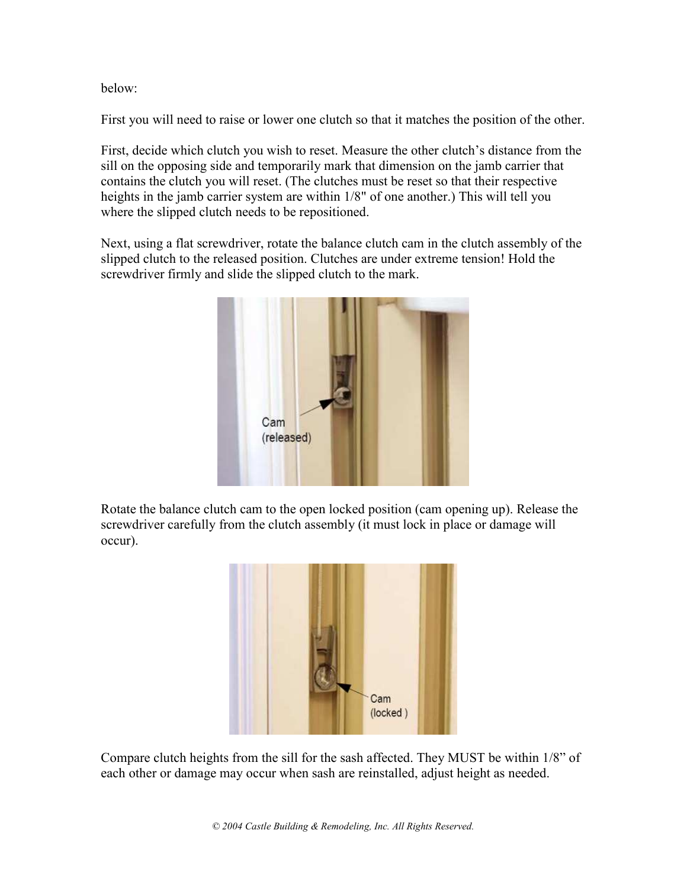below:

First you will need to raise or lower one clutch so that it matches the position of the other.

First, decide which clutch you wish to reset. Measure the other clutch's distance from the sill on the opposing side and temporarily mark that dimension on the jamb carrier that contains the clutch you will reset. (The clutches must be reset so that their respective heights in the jamb carrier system are within 1/8" of one another.) This will tell you where the slipped clutch needs to be repositioned.

Next, using a flat screwdriver, rotate the balance clutch cam in the clutch assembly of the slipped clutch to the released position. Clutches are under extreme tension! Hold the screwdriver firmly and slide the slipped clutch to the mark.

Cam
(released)

Rotate the balance clutch cam to the open locked position (cam opening up). Release the screwdriver carefully from the clutch assembly (it must lock in place or damage will occur).

Cam
(locked )

Compare clutch heights from the sill for the sash affected. They MUST be within 1/8" of each other or damage may occur when sash are reinstalled, adjust height as needed.

*© 2004 Castle Building & Remodeling, Inc. All Rights Reserved.*